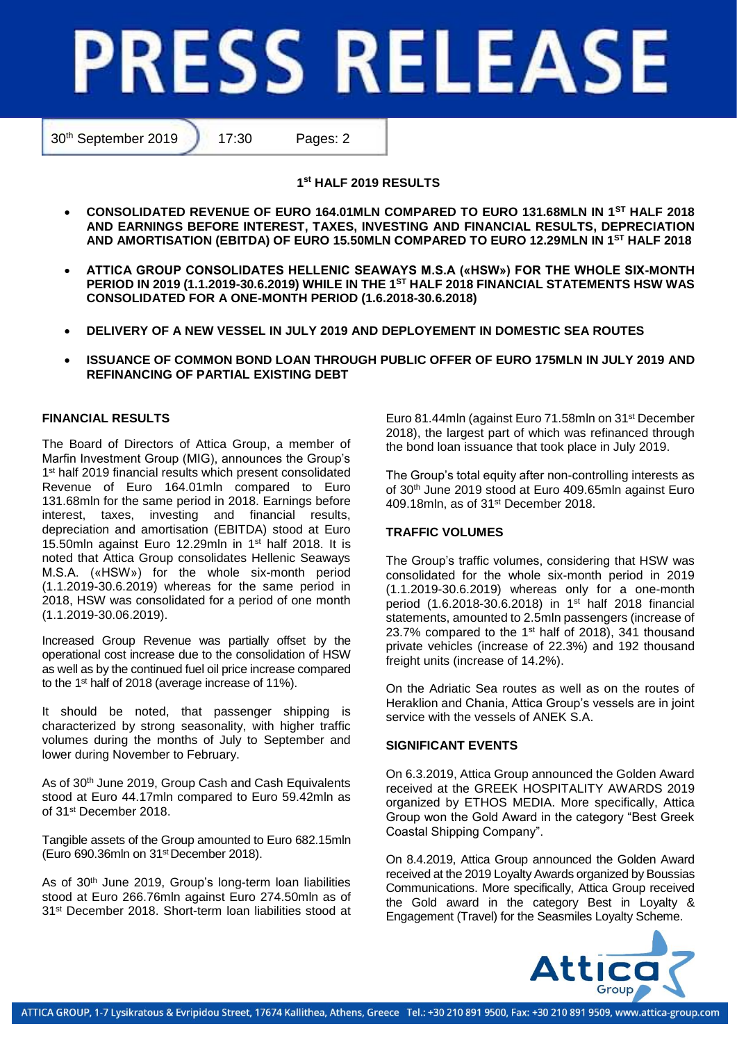# PRESS RELEASE

30th September 2019 | 17:30 | Pages: 2

## 1st HALF 2019 RESULTS

- **CONSOLIDATED REVENUE OF EURO 164.01MLN COMPARED TO EURO 131.68MLN IN 1ST HALF 2018 AND EARNINGS BEFORE INTEREST, TAXES, INVESTING AND FINANCIAL RESULTS, DEPRECIATION AND AMORTISATION (EBITDA) OF EURO 15.50MLN COMPARED TO EURO 12.29MLN IN 1ST HALF 2018**
- **ATTICA GROUP CONSOLIDATES HELLENIC SEAWAYS M.S.A («HSW») FOR THE WHOLE SIX-MONTH PERIOD IN 2019 (1.1.2019-30.6.2019) WHILE IN THE 1ST HALF 2018 FINANCIAL STATEMENTS HSW WAS CONSOLIDATED FOR A ONE-MONTH PERIOD (1.6.2018-30.6.2018)**
- **DELIVERY OF A NEW VESSEL IN JULY 2019 AND DEPLOYEMENT IN DOMESTIC SEA ROUTES**
- **ISSUANCE OF COMMON BOND LOAN THROUGH PUBLIC OFFER OF EURO 175MLN IN JULY 2019 AND REFINANCING OF PARTIAL EXISTING DEBT**

### FINANCIAL RESULTS

The Board of Directors of Attica Group, a member of Marfin Investment Group (MIG), announces the Group's 1st half 2019 financial results which present consolidated Revenue of Euro 164.01mln compared to Euro 131.68mln for the same period in 2018. Earnings before interest, taxes, investing and financial results, depreciation and amortisation (EBITDA) stood at Euro 15.50mln against Euro 12.29mln in 1st half 2018. It is noted that Attica Group consolidates Hellenic Seaways M.S.A. («HSW») for the whole six-month period (1.1.2019-30.6.2019) whereas for the same period in 2018, HSW was consolidated for a period of one month (1.1.2019-30.06.2019).

Increased Group Revenue was partially offset by the operational cost increase due to the consolidation of HSW as well as by the continued fuel oil price increase compared to the 1st half of 2018 (average increase of 11%).

It should be noted, that passenger shipping is characterized by strong seasonality, with higher traffic volumes during the months of July to September and lower during November to February.

As of 30th June 2019, Group Cash and Cash Equivalents stood at Euro 44.17mln compared to Euro 59.42mln as of 31st December 2018.

Tangible assets of the Group amounted to Euro 682.15mln (Euro 690.36mln on 31st December 2018).

As of 30th June 2019, Group's long-term loan liabilities stood at Euro 266.76mln against Euro 274.50mln as of 31st December 2018. Short-term loan liabilities stood at Euro 81.44mln (against Euro 71.58mln on 31st December 2018), the largest part of which was refinanced through the bond loan issuance that took place in July 2019.

The Group's total equity after non-controlling interests as of 30th June 2019 stood at Euro 409.65mln against Euro 409.18mln, as of 31st December 2018.

### TRAFFIC VOLUMES

The Group's traffic volumes, considering that HSW was consolidated for the whole six-month period in 2019 (1.1.2019-30.6.2019) whereas only for a one-month period (1.6.2018-30.6.2018) in 1st half 2018 financial statements, amounted to 2.5mln passengers (increase of 23.7% compared to the 1st half of 2018), 341 thousand private vehicles (increase of 22.3%) and 192 thousand freight units (increase of 14.2%).

On the Adriatic Sea routes as well as on the routes of Heraklion and Chania, Attica Group's vessels are in joint service with the vessels of ANEK S.A.

### SIGNIFICANT EVENTS

On 6.3.2019, Attica Group announced the Golden Award received at the GREEK HOSPITALITY AWARDS 2019 organized by ETHOS MEDIA. More specifically, Attica Group won the Gold Award in the category "Best Greek Coastal Shipping Company".

On 8.4.2019, Attica Group announced the Golden Award received at the 2019 Loyalty Awards organized by Boussias Communications. More specifically, Attica Group received the Gold award in the category Best in Loyalty & Engagement (Travel) for the Seasmiles Loyalty Scheme.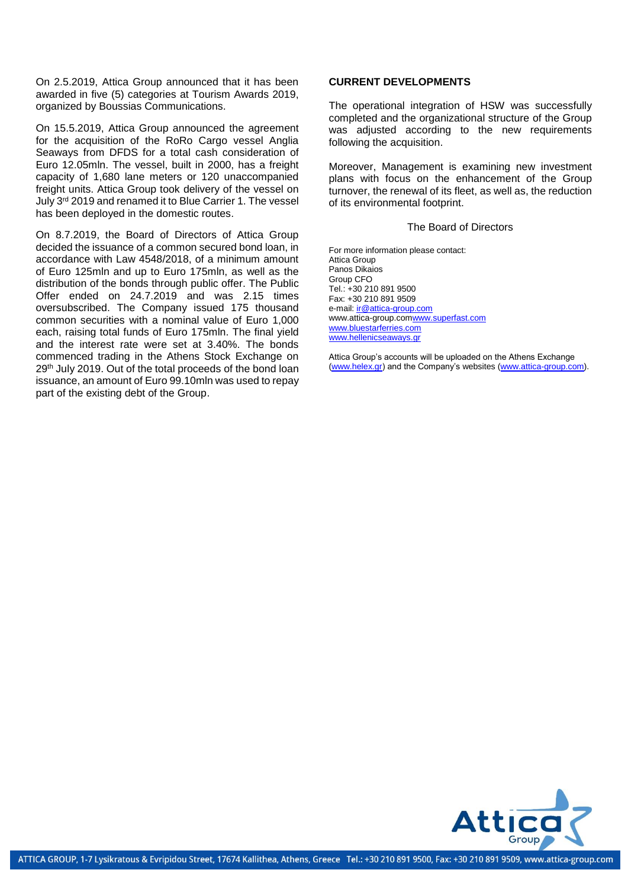On 2.5.2019, Attica Group announced that it has been awarded in five (5) categories at Tourism Awards 2019, organized by Boussias Communications.

On 15.5.2019, Attica Group announced the agreement for the acquisition of the RoRo Cargo vessel Anglia Seaways from DFDS for a total cash consideration of Euro 12.05mln. The vessel, built in 2000, has a freight capacity of 1,680 lane meters or 120 unaccompanied freight units. Attica Group took delivery of the vessel on July 3rd 2019 and renamed it to Blue Carrier 1. The vessel has been deployed in the domestic routes.

On 8.7.2019, the Board of Directors of Attica Group decided the issuance of a common secured bond loan, in accordance with Law 4548/2018, of a minimum amount of Euro 125mln and up to Euro 175mln, as well as the distribution of the bonds through public offer. The Public Offer ended on 24.7.2019 and was 2.15 times oversubscribed. The Company issued 175 thousand common securities with a nominal value of Euro 1,000 each, raising total funds of Euro 175mln. The final yield and the interest rate were set at 3.40%. The bonds commenced trading in the Athens Stock Exchange on 29th July 2019. Out of the total proceeds of the bond loan issuance, an amount of Euro 99.10mln was used to repay part of the existing debt of the Group.

**CURRENT DEVELOPMENTS**

The operational integration of HSW was successfully completed and the organizational structure of the Group was adjusted according to the new requirements following the acquisition.

Moreover, Management is examining new investment plans with focus on the enhancement of the Group turnover, the renewal of its fleet, as well as, the reduction of its environmental footprint.

The Board of Directors

For more information please contact:
Attica Group
Panos Dikaios
Group CFO
Tel.: +30 210 891 9500
Fax: +30 210 891 9509
e-mail: ir@attica-group.com
www.attica-group.comwww.superfast.com
www.bluestarferries.com
www.hellenicseaways.gr

Attica Group's accounts will be uploaded on the Athens Exchange (www.helex.gr) and the Company's websites (www.attica-group.com).